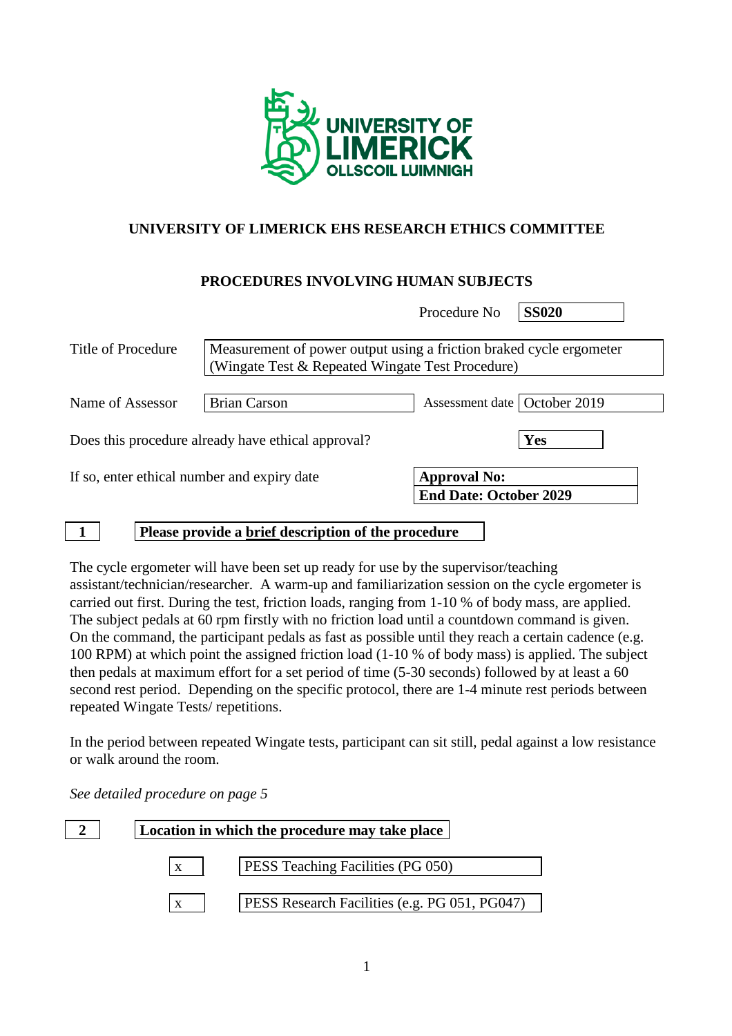UNIVERSITY OF LIMERICK
OLLSCOIL LUIMNIGH

# UNIVERSITY OF LIMERICK EHS RESEARCH ETHICS COMMITTEE

## PROCEDURES INVOLVING HUMAN SUBJECTS

Procedure No **SS020**

| | |
|---|---|
| Title of Procedure | Measurement of power output using a friction braked cycle ergometer (Wingate Test & Repeated Wingate Test Procedure) |
| Name of Assessor | Brian Carson |
| Assessment date | October 2019 |

Does this procedure already have ethical approval? **Yes**

If so, enter ethical number and expiry date

**Approval No:**
**End Date: October 2029**

### 1 Please provide a brief description of the procedure

The cycle ergometer will have been set up ready for use by the supervisor/teaching assistant/technician/researcher. A warm-up and familiarization session on the cycle ergometer is carried out first. During the test, friction loads, ranging from 1-10 % of body mass, are applied. The subject pedals at 60 rpm firstly with no friction load until a countdown command is given. On the command, the participant pedals as fast as possible until they reach a certain cadence (e.g. 100 RPM) at which point the assigned friction load (1-10 % of body mass) is applied. The subject then pedals at maximum effort for a set period of time (5-30 seconds) followed by at least a 60 second rest period. Depending on the specific protocol, there are 1-4 minute rest periods between repeated Wingate Tests/ repetitions.

In the period between repeated Wingate tests, participant can sit still, pedal against a low resistance or walk around the room.

*See detailed procedure on page 5*

### 2 Location in which the procedure may take place

- [x] PESS Teaching Facilities (PG 050)
- [x] PESS Research Facilities (e.g. PG 051, PG047)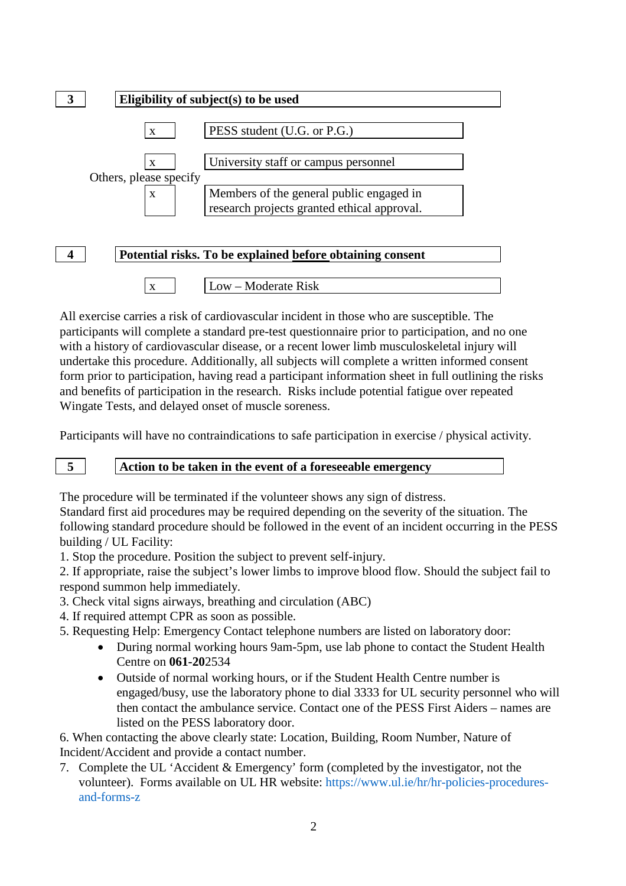## 3 Eligibility of subject(s) to be used

| | |
|---|---|
| x | PESS student (U.G. or P.G.) |
| x | University staff or campus personnel |

Others, please specify

| | |
|---|---|
| x | Members of the general public engaged in research projects granted ethical approval. |

## 4 Potential risks. To be explained before obtaining consent

| | |
|---|---|
| x | Low – Moderate Risk |

All exercise carries a risk of cardiovascular incident in those who are susceptible. The participants will complete a standard pre-test questionnaire prior to participation, and no one with a history of cardiovascular disease, or a recent lower limb musculoskeletal injury will undertake this procedure. Additionally, all subjects will complete a written informed consent form prior to participation, having read a participant information sheet in full outlining the risks and benefits of participation in the research. Risks include potential fatigue over repeated Wingate Tests, and delayed onset of muscle soreness.

Participants will have no contraindications to safe participation in exercise / physical activity.

## 5 Action to be taken in the event of a foreseeable emergency

The procedure will be terminated if the volunteer shows any sign of distress.
Standard first aid procedures may be required depending on the severity of the situation. The following standard procedure should be followed in the event of an incident occurring in the PESS building / UL Facility:

1. Stop the procedure. Position the subject to prevent self-injury.
2. If appropriate, raise the subject's lower limbs to improve blood flow. Should the subject fail to respond summon help immediately.
3. Check vital signs airways, breathing and circulation (ABC)
4. If required attempt CPR as soon as possible.
5. Requesting Help: Emergency Contact telephone numbers are listed on laboratory door:
    - During normal working hours 9am-5pm, use lab phone to contact the Student Health Centre on **061-20**2534
    - Outside of normal working hours, or if the Student Health Centre number is engaged/busy, use the laboratory phone to dial 3333 for UL security personnel who will then contact the ambulance service. Contact one of the PESS First Aiders – names are listed on the PESS laboratory door.
6. When contacting the above clearly state: Location, Building, Room Number, Nature of Incident/Accident and provide a contact number.
7. Complete the UL 'Accident & Emergency' form (completed by the investigator, not the volunteer). Forms available on UL HR website: https://www.ul.ie/hr/hr-policies-procedures-and-forms-z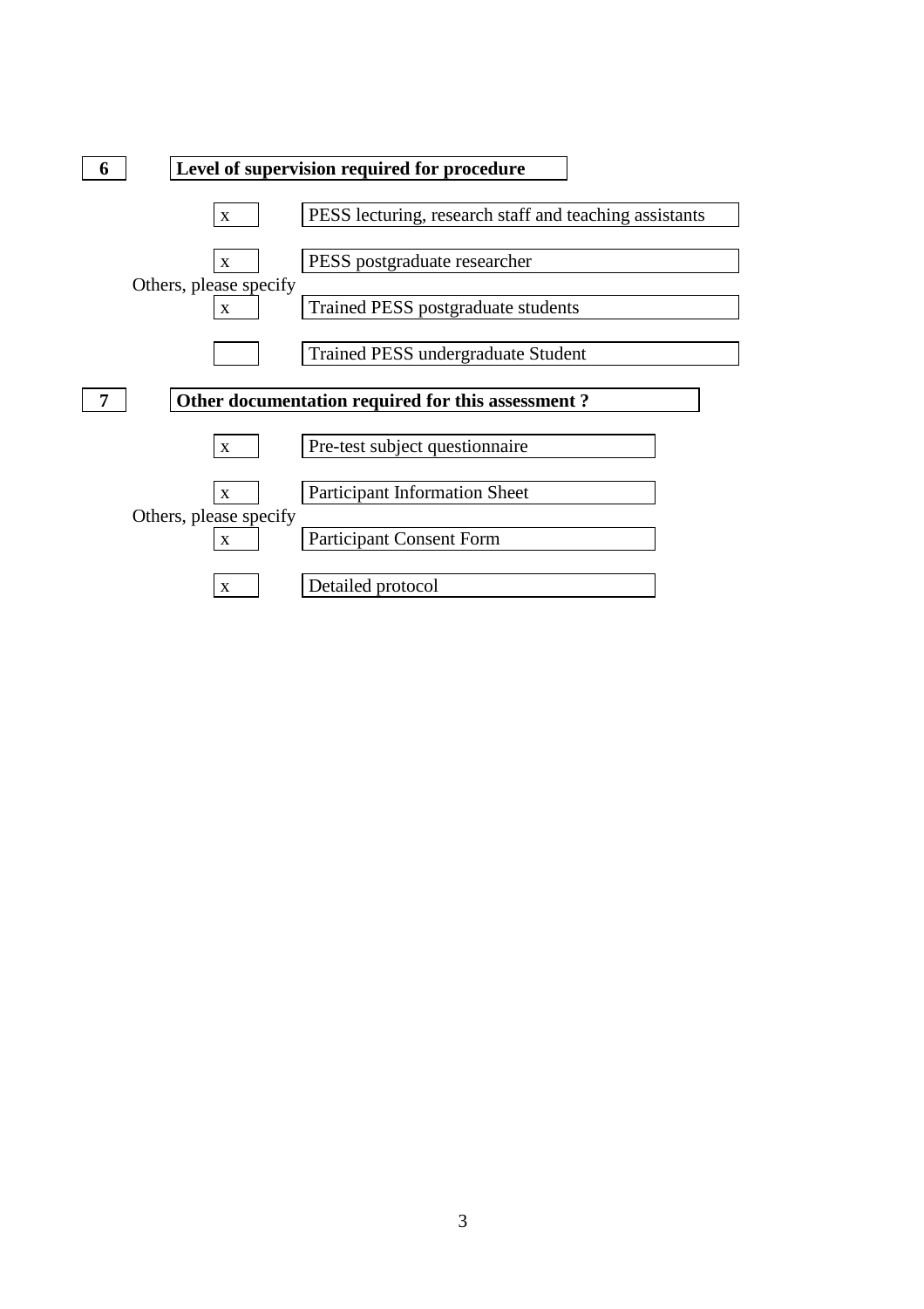**6** **Level of supervision required for procedure**

| | |
|---|---|
| x | PESS lecturing, research staff and teaching assistants |
| x | PESS postgraduate researcher |
| x | Trained PESS postgraduate students |
| | Trained PESS undergraduate Student |

Others, please specify

**7** **Other documentation required for this assessment ?**

| | |
|---|---|
| x | Pre-test subject questionnaire |
| x | Participant Information Sheet |
| x | Participant Consent Form |
| x | Detailed protocol |

Others, please specify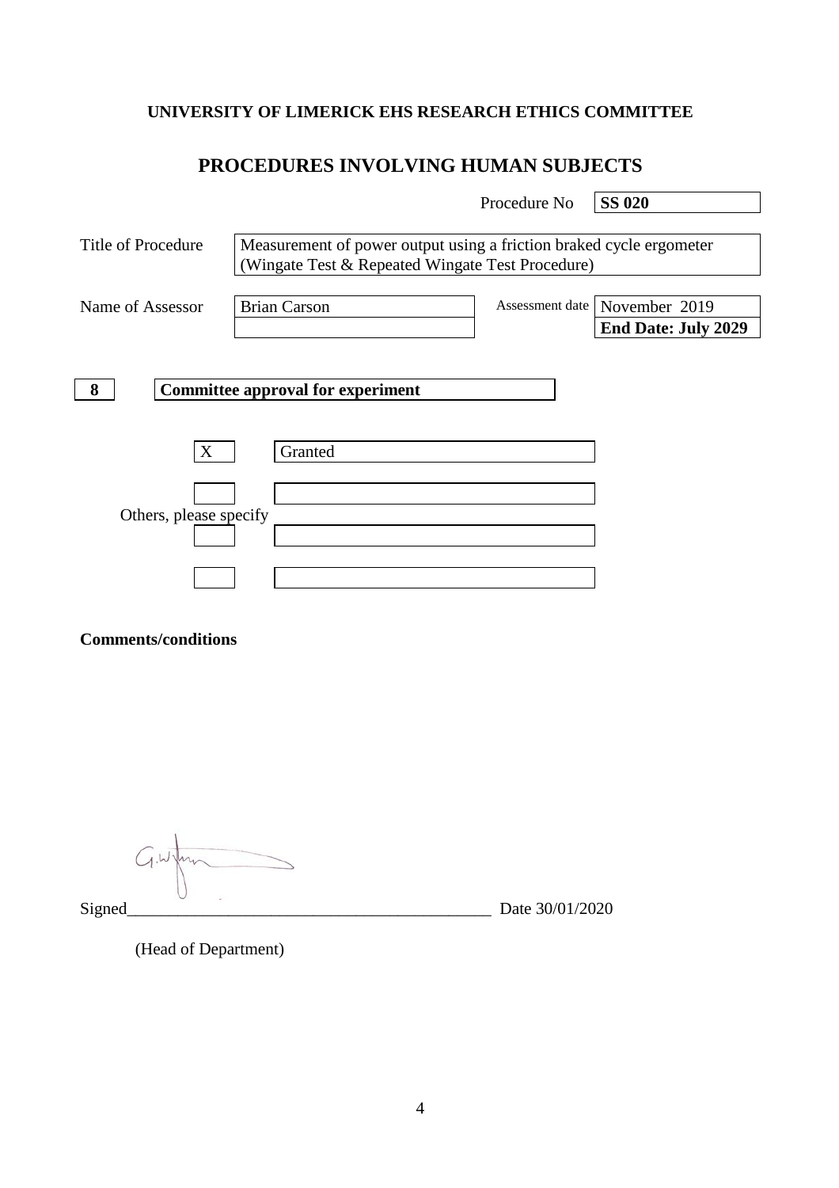**UNIVERSITY OF LIMERICK EHS RESEARCH ETHICS COMMITTEE**

## PROCEDURES INVOLVING HUMAN SUBJECTS

Procedure No **SS 020**

| | | | |
|---|---|---|---|
| Title of Procedure | Measurement of power output using a friction braked cycle ergometer (Wingate Test & Repeated Wingate Test Procedure) | | |
| Name of Assessor | Brian Carson | Assessment date | November 2019 |
| | | | **End Date: July 2029** |

**8** **Committee approval for experiment**

| | |
|---|---|
| X | Granted |
| | |
| Others, please specify | |
| | |

**Comments/conditions**

Signed_____________________________________________ Date 30/01/2020

(Head of Department)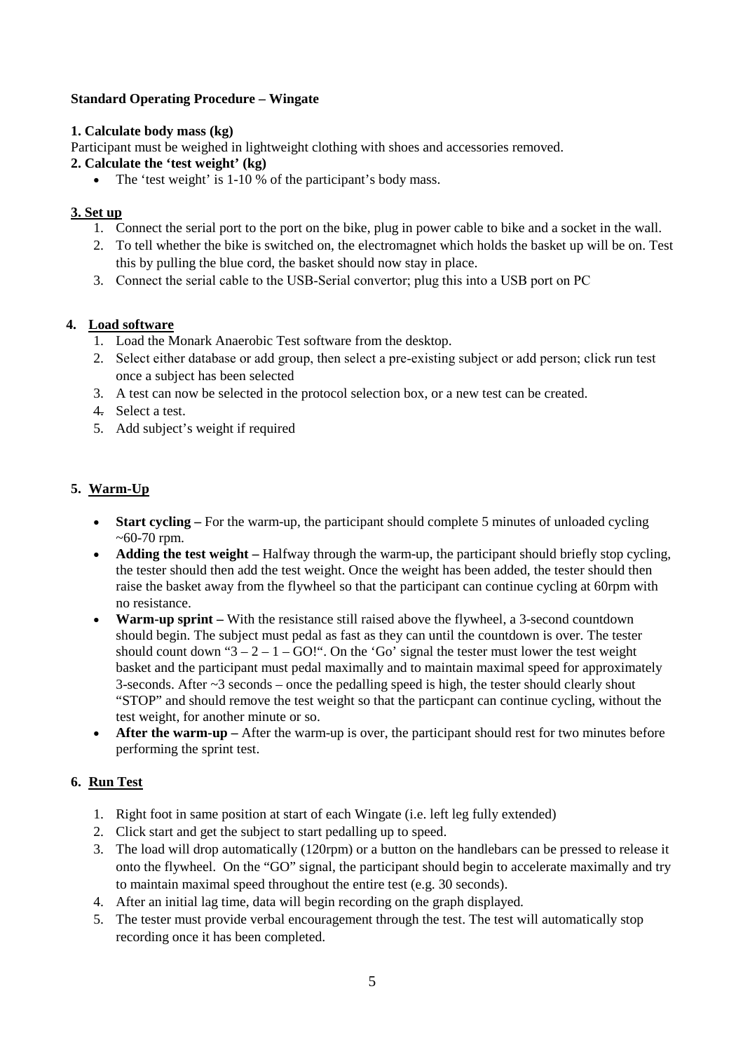**Standard Operating Procedure – Wingate**

**1. Calculate body mass (kg)**

Participant must be weighed in lightweight clothing with shoes and accessories removed.

**2. Calculate the 'test weight' (kg)**

- The 'test weight' is 1-10 % of the participant's body mass.

**3. Set up**

1. Connect the serial port to the port on the bike, plug in power cable to bike and a socket in the wall.
2. To tell whether the bike is switched on, the electromagnet which holds the basket up will be on. Test this by pulling the blue cord, the basket should now stay in place.
3. Connect the serial cable to the USB-Serial convertor; plug this into a USB port on PC

**4. Load software**

1. Load the Monark Anaerobic Test software from the desktop.
2. Select either database or add group, then select a pre-existing subject or add person; click run test once a subject has been selected
3. A test can now be selected in the protocol selection box, or a new test can be created.
4. Select a test.
5. Add subject's weight if required

**5. Warm-Up**

- **Start cycling –** For the warm-up, the participant should complete 5 minutes of unloaded cycling ~60-70 rpm.
- **Adding the test weight –** Halfway through the warm-up, the participant should briefly stop cycling, the tester should then add the test weight. Once the weight has been added, the tester should then raise the basket away from the flywheel so that the participant can continue cycling at 60rpm with no resistance.
- **Warm-up sprint –** With the resistance still raised above the flywheel, a 3-second countdown should begin. The subject must pedal as fast as they can until the countdown is over. The tester should count down "3 – 2 – 1 – GO!". On the 'Go' signal the tester must lower the test weight basket and the participant must pedal maximally and to maintain maximal speed for approximately 3-seconds. After ~3 seconds – once the pedalling speed is high, the tester should clearly shout "STOP" and should remove the test weight so that the particpant can continue cycling, without the test weight, for another minute or so.
- **After the warm-up –** After the warm-up is over, the participant should rest for two minutes before performing the sprint test.

**6. Run Test**

1. Right foot in same position at start of each Wingate (i.e. left leg fully extended)
2. Click start and get the subject to start pedalling up to speed.
3. The load will drop automatically (120rpm) or a button on the handlebars can be pressed to release it onto the flywheel. On the "GO" signal, the participant should begin to accelerate maximally and try to maintain maximal speed throughout the entire test (e.g. 30 seconds).
4. After an initial lag time, data will begin recording on the graph displayed.
5. The tester must provide verbal encouragement through the test. The test will automatically stop recording once it has been completed.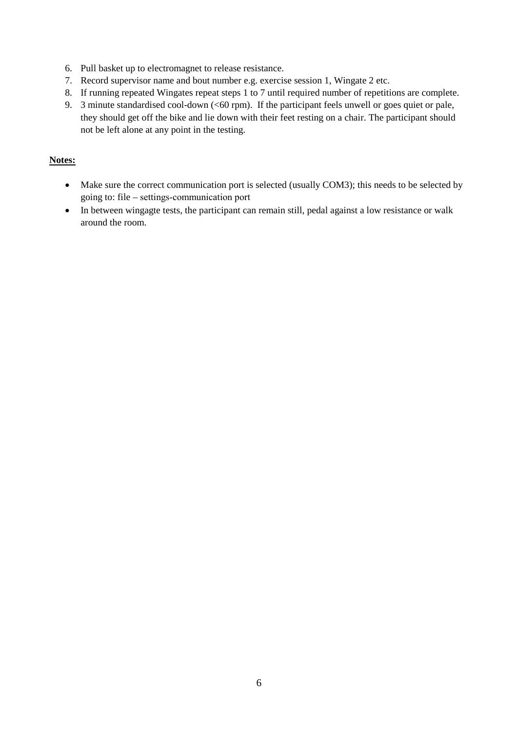6. Pull basket up to electromagnet to release resistance.
7. Record supervisor name and bout number e.g. exercise session 1, Wingate 2 etc.
8. If running repeated Wingates repeat steps 1 to 7 until required number of repetitions are complete.
9. 3 minute standardised cool-down (<60 rpm). If the participant feels unwell or goes quiet or pale, they should get off the bike and lie down with their feet resting on a chair. The participant should not be left alone at any point in the testing.

**Notes:**

- Make sure the correct communication port is selected (usually COM3); this needs to be selected by going to: file – settings-communication port
- In between wingagte tests, the participant can remain still, pedal against a low resistance or walk around the room.